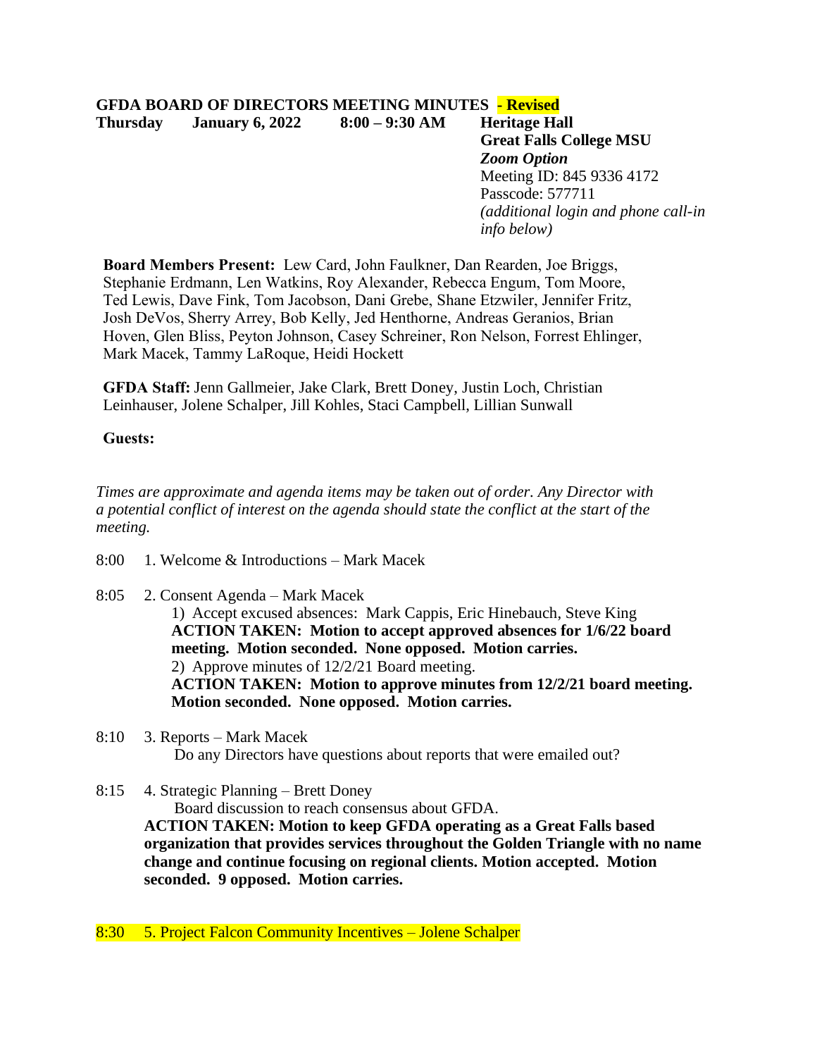**GFDA BOARD OF DIRECTORS MEETING MINUTES - Revised**

**Thursday** **January 6, 2022** **8:00 – 9:30 AM** **Heritage Hall**
**Great Falls College MSU**
***Zoom Option***
Meeting ID: 845 9336 4172
Passcode: 577711
*(additional login and phone call-in info below)*

**Board Members Present:** Lew Card, John Faulkner, Dan Rearden, Joe Briggs, Stephanie Erdmann, Len Watkins, Roy Alexander, Rebecca Engum, Tom Moore, Ted Lewis, Dave Fink, Tom Jacobson, Dani Grebe, Shane Etzwiler, Jennifer Fritz, Josh DeVos, Sherry Arrey, Bob Kelly, Jed Henthorne, Andreas Geranios, Brian Hoven, Glen Bliss, Peyton Johnson, Casey Schreiner, Ron Nelson, Forrest Ehlinger, Mark Macek, Tammy LaRoque, Heidi Hockett

**GFDA Staff:** Jenn Gallmeier, Jake Clark, Brett Doney, Justin Loch, Christian Leinhauser, Jolene Schalper, Jill Kohles, Staci Campbell, Lillian Sunwall

**Guests:**

*Times are approximate and agenda items may be taken out of order. Any Director with a potential conflict of interest on the agenda should state the conflict at the start of the meeting.*

8:00 1. Welcome & Introductions – Mark Macek

8:05 2. Consent Agenda – Mark Macek

1) Accept excused absences: Mark Cappis, Eric Hinebauch, Steve King
**ACTION TAKEN: Motion to accept approved absences for 1/6/22 board meeting. Motion seconded. None opposed. Motion carries.**
2) Approve minutes of 12/2/21 Board meeting.
**ACTION TAKEN: Motion to approve minutes from 12/2/21 board meeting. Motion seconded. None opposed. Motion carries.**

8:10 3. Reports – Mark Macek

Do any Directors have questions about reports that were emailed out?

8:15 4. Strategic Planning – Brett Doney

Board discussion to reach consensus about GFDA.
**ACTION TAKEN: Motion to keep GFDA operating as a Great Falls based organization that provides services throughout the Golden Triangle with no name change and continue focusing on regional clients. Motion accepted. Motion seconded. 9 opposed. Motion carries.**

8:30 5. Project Falcon Community Incentives – Jolene Schalper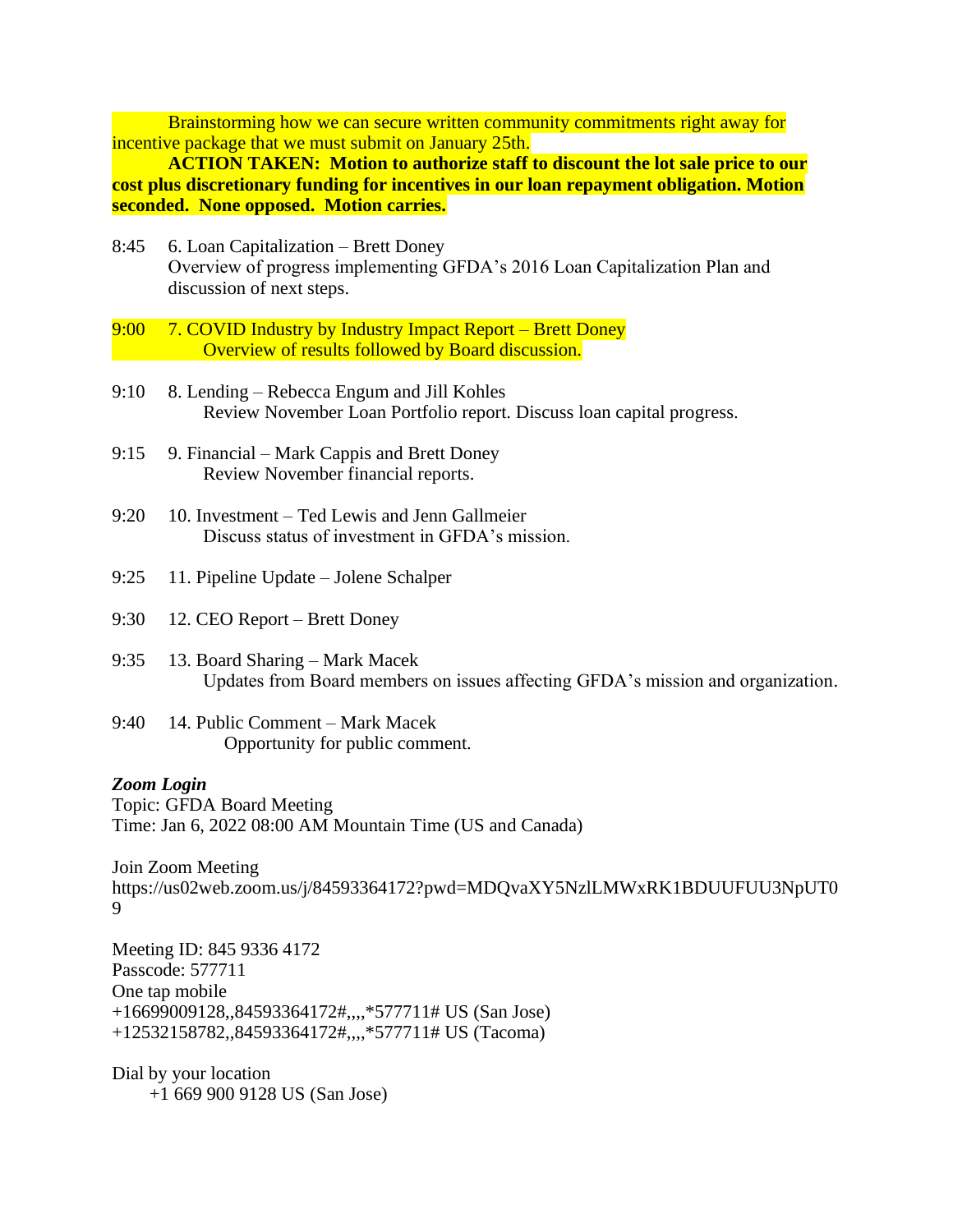Brainstorming how we can secure written community commitments right away for incentive package that we must submit on January 25th.

**ACTION TAKEN: Motion to authorize staff to discount the lot sale price to our cost plus discretionary funding for incentives in our loan repayment obligation. Motion seconded. None opposed. Motion carries.**

8:45 6. Loan Capitalization – Brett Doney
Overview of progress implementing GFDA's 2016 Loan Capitalization Plan and discussion of next steps.

9:00 7. COVID Industry by Industry Impact Report – Brett Doney
Overview of results followed by Board discussion.

9:10 8. Lending – Rebecca Engum and Jill Kohles
Review November Loan Portfolio report. Discuss loan capital progress.

9:15 9. Financial – Mark Cappis and Brett Doney
Review November financial reports.

9:20 10. Investment – Ted Lewis and Jenn Gallmeier
Discuss status of investment in GFDA's mission.

9:25 11. Pipeline Update – Jolene Schalper

9:30 12. CEO Report – Brett Doney

9:35 13. Board Sharing – Mark Macek
Updates from Board members on issues affecting GFDA's mission and organization.

9:40 14. Public Comment – Mark Macek
Opportunity for public comment.

***Zoom Login***
Topic: GFDA Board Meeting
Time: Jan 6, 2022 08:00 AM Mountain Time (US and Canada)

Join Zoom Meeting
https://us02web.zoom.us/j/84593364172?pwd=MDQvaXY5NzlLMWxRK1BDUUFUU3NpUT09

Meeting ID: 845 9336 4172
Passcode: 577711
One tap mobile
+16699009128,,84593364172#,,,,*577711# US (San Jose)
+12532158782,,84593364172#,,,,*577711# US (Tacoma)

Dial by your location
+1 669 900 9128 US (San Jose)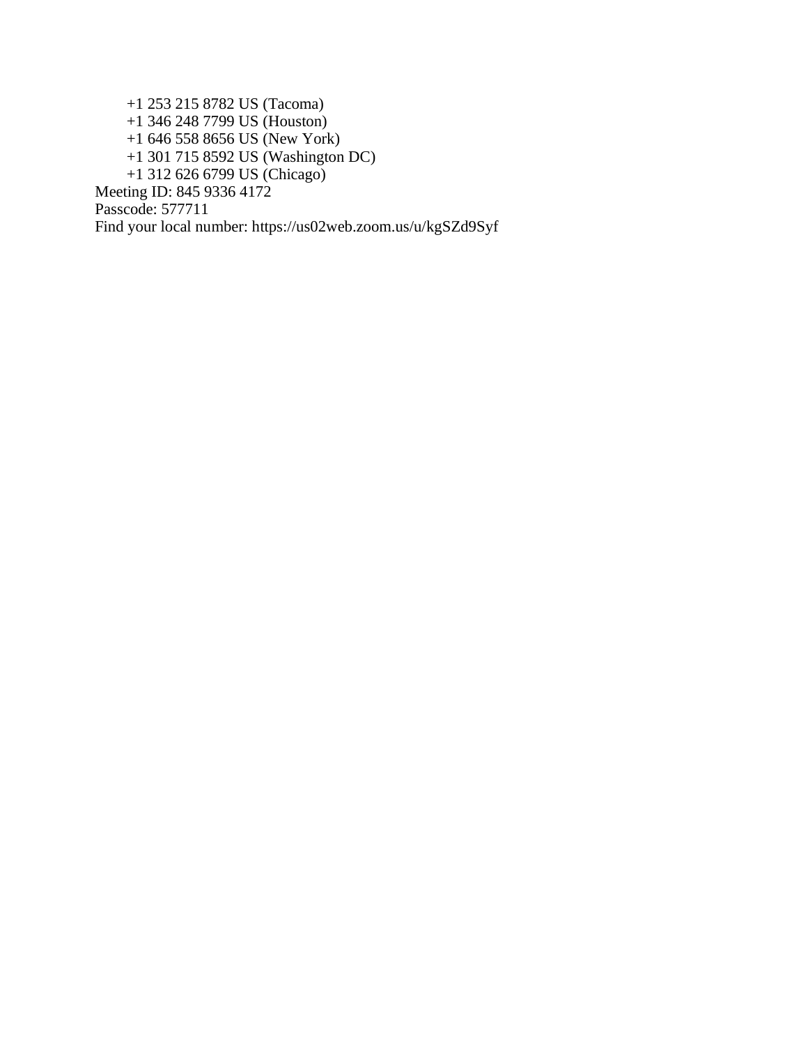+1 253 215 8782 US (Tacoma)
+1 346 248 7799 US (Houston)
+1 646 558 8656 US (New York)
+1 301 715 8592 US (Washington DC)
+1 312 626 6799 US (Chicago)

Meeting ID: 845 9336 4172
Passcode: 577711
Find your local number: https://us02web.zoom.us/u/kgSZd9Syf